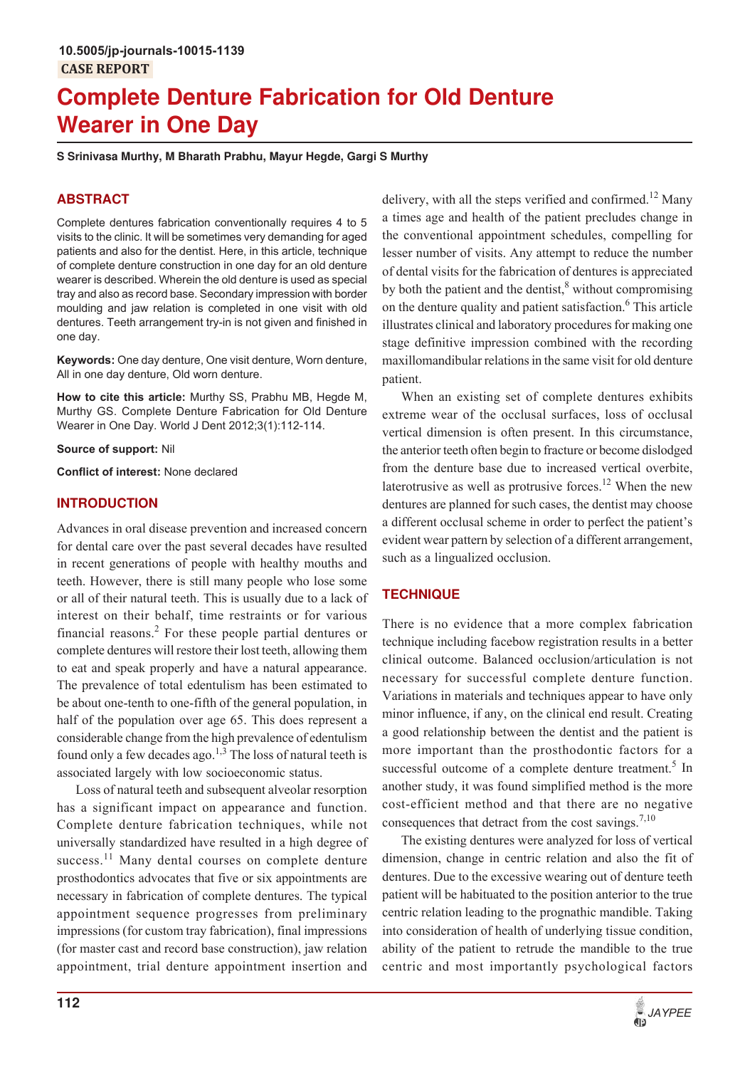10.5005/jp-journals-10015-1139

CASE REPORT

# Complete Denture Fabrication for Old Denture Wearer in One Day

**S Srinivasa Murthy, M Bharath Prabhu, Mayur Hegde, Gargi S Murthy**

## ABSTRACT

Complete dentures fabrication conventionally requires 4 to 5 visits to the clinic. It will be sometimes very demanding for aged patients and also for the dentist. Here, in this article, technique of complete denture construction in one day for an old denture wearer is described. Wherein the old denture is used as special tray and also as record base. Secondary impression with border moulding and jaw relation is completed in one visit with old dentures. Teeth arrangement try-in is not given and finished in one day.

**Keywords:** One day denture, One visit denture, Worn denture, All in one day denture, Old worn denture.

**How to cite this article:** Murthy SS, Prabhu MB, Hegde M, Murthy GS. Complete Denture Fabrication for Old Denture Wearer in One Day. World J Dent 2012;3(1):112-114.

**Source of support:** Nil

**Conflict of interest:** None declared

## INTRODUCTION

Advances in oral disease prevention and increased concern for dental care over the past several decades have resulted in recent generations of people with healthy mouths and teeth. However, there is still many people who lose some or all of their natural teeth. This is usually due to a lack of interest on their behalf, time restraints or for various financial reasons.[2] For these people partial dentures or complete dentures will restore their lost teeth, allowing them to eat and speak properly and have a natural appearance. The prevalence of total edentulism has been estimated to be about one-tenth to one-fifth of the general population, in half of the population over age 65. This does represent a considerable change from the high prevalence of edentulism found only a few decades ago.[1,3] The loss of natural teeth is associated largely with low socioeconomic status.

Loss of natural teeth and subsequent alveolar resorption has a significant impact on appearance and function. Complete denture fabrication techniques, while not universally standardized have resulted in a high degree of success.[11] Many dental courses on complete denture prosthodontics advocates that five or six appointments are necessary in fabrication of complete dentures. The typical appointment sequence progresses from preliminary impressions (for custom tray fabrication), final impressions (for master cast and record base construction), jaw relation appointment, trial denture appointment insertion and delivery, with all the steps verified and confirmed.[12] Many a times age and health of the patient precludes change in the conventional appointment schedules, compelling for lesser number of visits. Any attempt to reduce the number of dental visits for the fabrication of dentures is appreciated by both the patient and the dentist,[8] without compromising on the denture quality and patient satisfaction.[6] This article illustrates clinical and laboratory procedures for making one stage definitive impression combined with the recording maxillomandibular relations in the same visit for old denture patient.

When an existing set of complete dentures exhibits extreme wear of the occlusal surfaces, loss of occlusal vertical dimension is often present. In this circumstance, the anterior teeth often begin to fracture or become dislodged from the denture base due to increased vertical overbite, laterotrusive as well as protrusive forces.[12] When the new dentures are planned for such cases, the dentist may choose a different occlusal scheme in order to perfect the patient's evident wear pattern by selection of a different arrangement, such as a lingualized occlusion.

## TECHNIQUE

There is no evidence that a more complex fabrication technique including facebow registration results in a better clinical outcome. Balanced occlusion/articulation is not necessary for successful complete denture function. Variations in materials and techniques appear to have only minor influence, if any, on the clinical end result. Creating a good relationship between the dentist and the patient is more important than the prosthodontic factors for a successful outcome of a complete denture treatment.[5] In another study, it was found simplified method is the more cost-efficient method and that there are no negative consequences that detract from the cost savings.[7,10]

The existing dentures were analyzed for loss of vertical dimension, change in centric relation and also the fit of dentures. Due to the excessive wearing out of denture teeth patient will be habituated to the position anterior to the true centric relation leading to the prognathic mandible. Taking into consideration of health of underlying tissue condition, ability of the patient to retrude the mandible to the true centric and most importantly psychological factors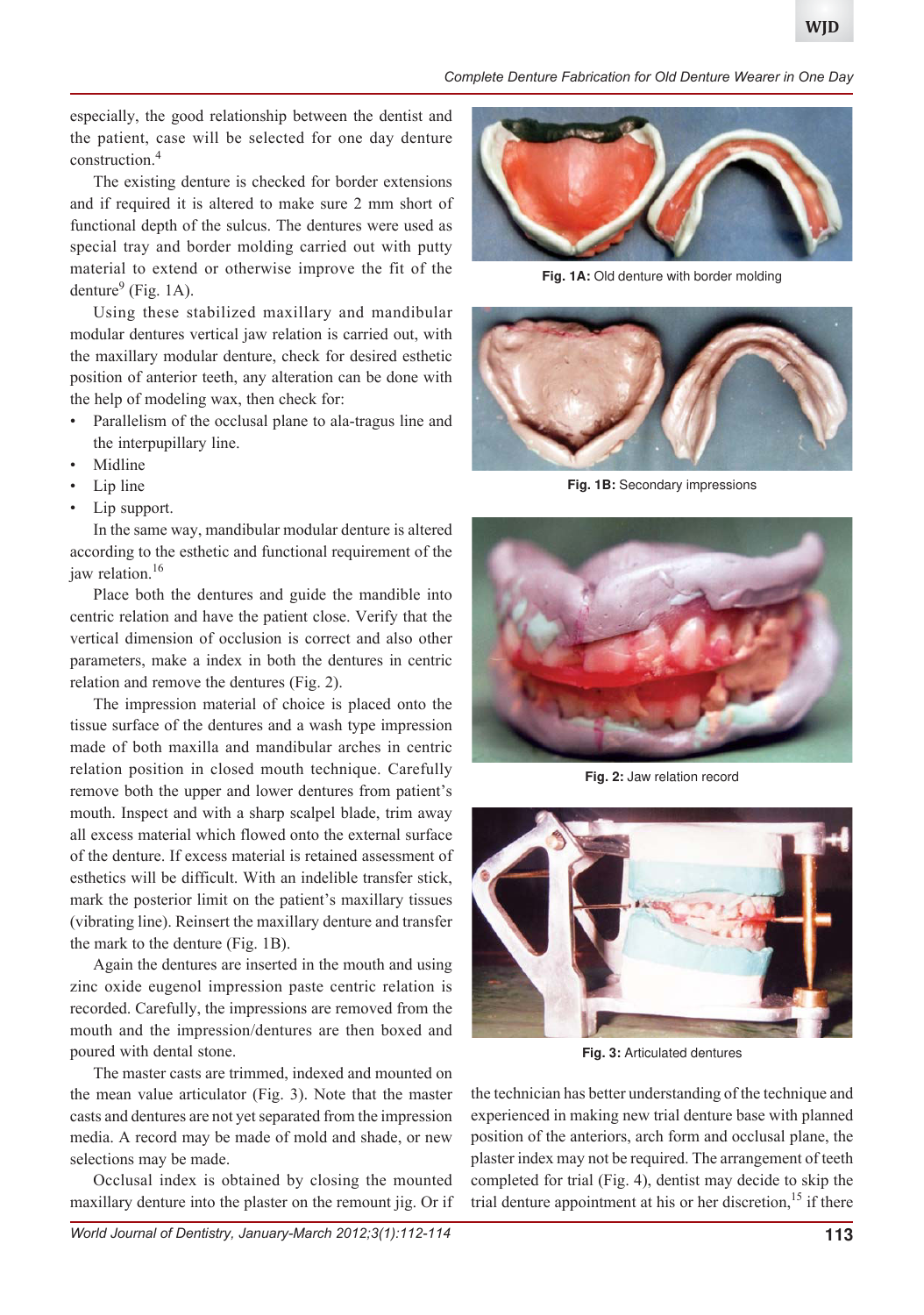especially, the good relationship between the dentist and the patient, case will be selected for one day denture construction.[4]

The existing denture is checked for border extensions and if required it is altered to make sure 2 mm short of functional depth of the sulcus. The dentures were used as special tray and border molding carried out with putty material to extend or otherwise improve the fit of the denture[9] (Fig. 1A).

Using these stabilized maxillary and mandibular modular dentures vertical jaw relation is carried out, with the maxillary modular denture, check for desired esthetic position of anterior teeth, any alteration can be done with the help of modeling wax, then check for:

- Parallelism of the occlusal plane to ala-tragus line and the interpupillary line.
- Midline
- Lip line
- Lip support.

In the same way, mandibular modular denture is altered according to the esthetic and functional requirement of the jaw relation.[16]

Place both the dentures and guide the mandible into centric relation and have the patient close. Verify that the vertical dimension of occlusion is correct and also other parameters, make a index in both the dentures in centric relation and remove the dentures (Fig. 2).

The impression material of choice is placed onto the tissue surface of the dentures and a wash type impression made of both maxilla and mandibular arches in centric relation position in closed mouth technique. Carefully remove both the upper and lower dentures from patient's mouth. Inspect and with a sharp scalpel blade, trim away all excess material which flowed onto the external surface of the denture. If excess material is retained assessment of esthetics will be difficult. With an indelible transfer stick, mark the posterior limit on the patient's maxillary tissues (vibrating line). Reinsert the maxillary denture and transfer the mark to the denture (Fig. 1B).

Again the dentures are inserted in the mouth and using zinc oxide eugenol impression paste centric relation is recorded. Carefully, the impressions are removed from the mouth and the impression/dentures are then boxed and poured with dental stone.

The master casts are trimmed, indexed and mounted on the mean value articulator (Fig. 3). Note that the master casts and dentures are not yet separated from the impression media. A record may be made of mold and shade, or new selections may be made.

Occlusal index is obtained by closing the mounted maxillary denture into the plaster on the remount jig. Or if the technician has better understanding of the technique and experienced in making new trial denture base with planned position of the anteriors, arch form and occlusal plane, the plaster index may not be required. The arrangement of teeth completed for trial (Fig. 4), dentist may decide to skip the trial denture appointment at his or her discretion,[15] if there

**Fig. 1A:** Old denture with border molding

**Fig. 1B:** Secondary impressions

**Fig. 2:** Jaw relation record

**Fig. 3:** Articulated dentures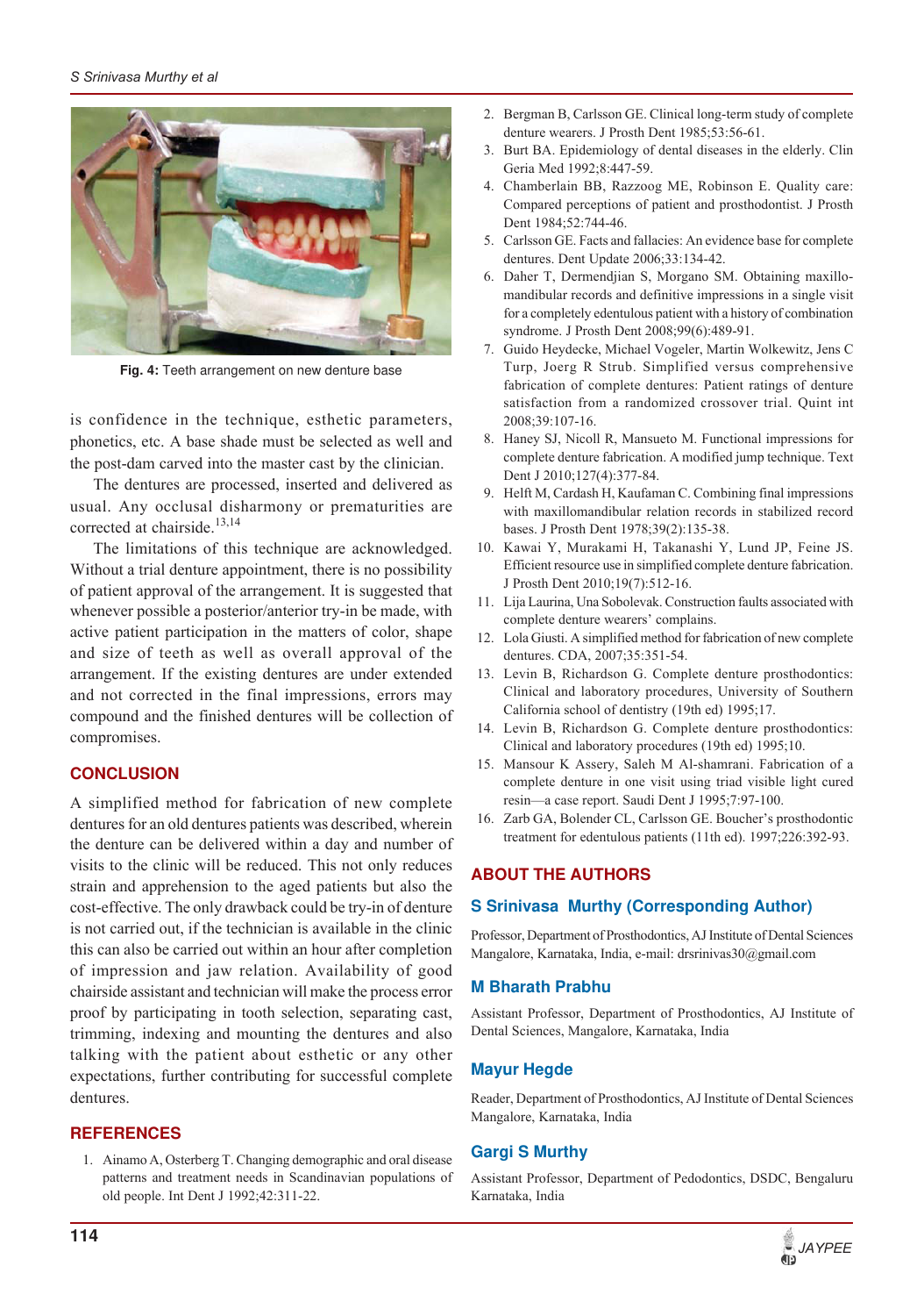Fig. 4: Teeth arrangement on new denture base

is confidence in the technique, esthetic parameters, phonetics, etc. A base shade must be selected as well and the post-dam carved into the master cast by the clinician.

The dentures are processed, inserted and delivered as usual. Any occlusal disharmony or prematurities are corrected at chairside.[13,14]

The limitations of this technique are acknowledged. Without a trial denture appointment, there is no possibility of patient approval of the arrangement. It is suggested that whenever possible a posterior/anterior try-in be made, with active patient participation in the matters of color, shape and size of teeth as well as overall approval of the arrangement. If the existing dentures are under extended and not corrected in the final impressions, errors may compound and the finished dentures will be collection of compromises.

## CONCLUSION

A simplified method for fabrication of new complete dentures for an old dentures patients was described, wherein the denture can be delivered within a day and number of visits to the clinic will be reduced. This not only reduces strain and apprehension to the aged patients but also the cost-effective. The only drawback could be try-in of denture is not carried out, if the technician is available in the clinic this can also be carried out within an hour after completion of impression and jaw relation. Availability of good chairside assistant and technician will make the process error proof by participating in tooth selection, separating cast, trimming, indexing and mounting the dentures and also talking with the patient about esthetic or any other expectations, further contributing for successful complete dentures.

## REFERENCES

1. Ainamo A, Osterberg T. Changing demographic and oral disease patterns and treatment needs in Scandinavian populations of old people. Int Dent J 1992;42:311-22.
2. Bergman B, Carlsson GE. Clinical long-term study of complete denture wearers. J Prosth Dent 1985;53:56-61.
3. Burt BA. Epidemiology of dental diseases in the elderly. Clin Geria Med 1992;8:447-59.
4. Chamberlain BB, Razzoog ME, Robinson E. Quality care: Compared perceptions of patient and prosthodontist. J Prosth Dent 1984;52:744-46.
5. Carlsson GE. Facts and fallacies: An evidence base for complete dentures. Dent Update 2006;33:134-42.
6. Daher T, Dermendjian S, Morgano SM. Obtaining maxillo-mandibular records and definitive impressions in a single visit for a completely edentulous patient with a history of combination syndrome. J Prosth Dent 2008;99(6):489-91.
7. Guido Heydecke, Michael Vogeler, Martin Wolkewitz, Jens C Turp, Joerg R Strub. Simplified versus comprehensive fabrication of complete dentures: Patient ratings of denture satisfaction from a randomized crossover trial. Quint int 2008;39:107-16.
8. Haney SJ, Nicoll R, Mansueto M. Functional impressions for complete denture fabrication. A modified jump technique. Text Dent J 2010;127(4):377-84.
9. Helft M, Cardash H, Kaufaman C. Combining final impressions with maxillomandibular relation records in stabilized record bases. J Prosth Dent 1978;39(2):135-38.
10. Kawai Y, Murakami H, Takanashi Y, Lund JP, Feine JS. Efficient resource use in simplified complete denture fabrication. J Prosth Dent 2010;19(7):512-16.
11. Lija Laurina, Una Sobolevak. Construction faults associated with complete denture wearers' complains.
12. Lola Giusti. A simplified method for fabrication of new complete dentures. CDA, 2007;35:351-54.
13. Levin B, Richardson G. Complete denture prosthodontics: Clinical and laboratory procedures, University of Southern California school of dentistry (19th ed) 1995;17.
14. Levin B, Richardson G. Complete denture prosthodontics: Clinical and laboratory procedures (19th ed) 1995;10.
15. Mansour K Assery, Saleh M Al-shamrani. Fabrication of a complete denture in one visit using triad visible light cured resin—a case report. Saudi Dent J 1995;7:97-100.
16. Zarb GA, Bolender CL, Carlsson GE. Boucher's prosthodontic treatment for edentulous patients (11th ed). 1997;226:392-93.

## ABOUT THE AUTHORS

### S Srinivasa Murthy (Corresponding Author)

Professor, Department of Prosthodontics, AJ Institute of Dental Sciences Mangalore, Karnataka, India, e-mail: drsrinivas30@gmail.com

### M Bharath Prabhu

Assistant Professor, Department of Prosthodontics, AJ Institute of Dental Sciences, Mangalore, Karnataka, India

### Mayur Hegde

Reader, Department of Prosthodontics, AJ Institute of Dental Sciences Mangalore, Karnataka, India

### Gargi S Murthy

Assistant Professor, Department of Pedodontics, DSDC, Bengaluru Karnataka, India